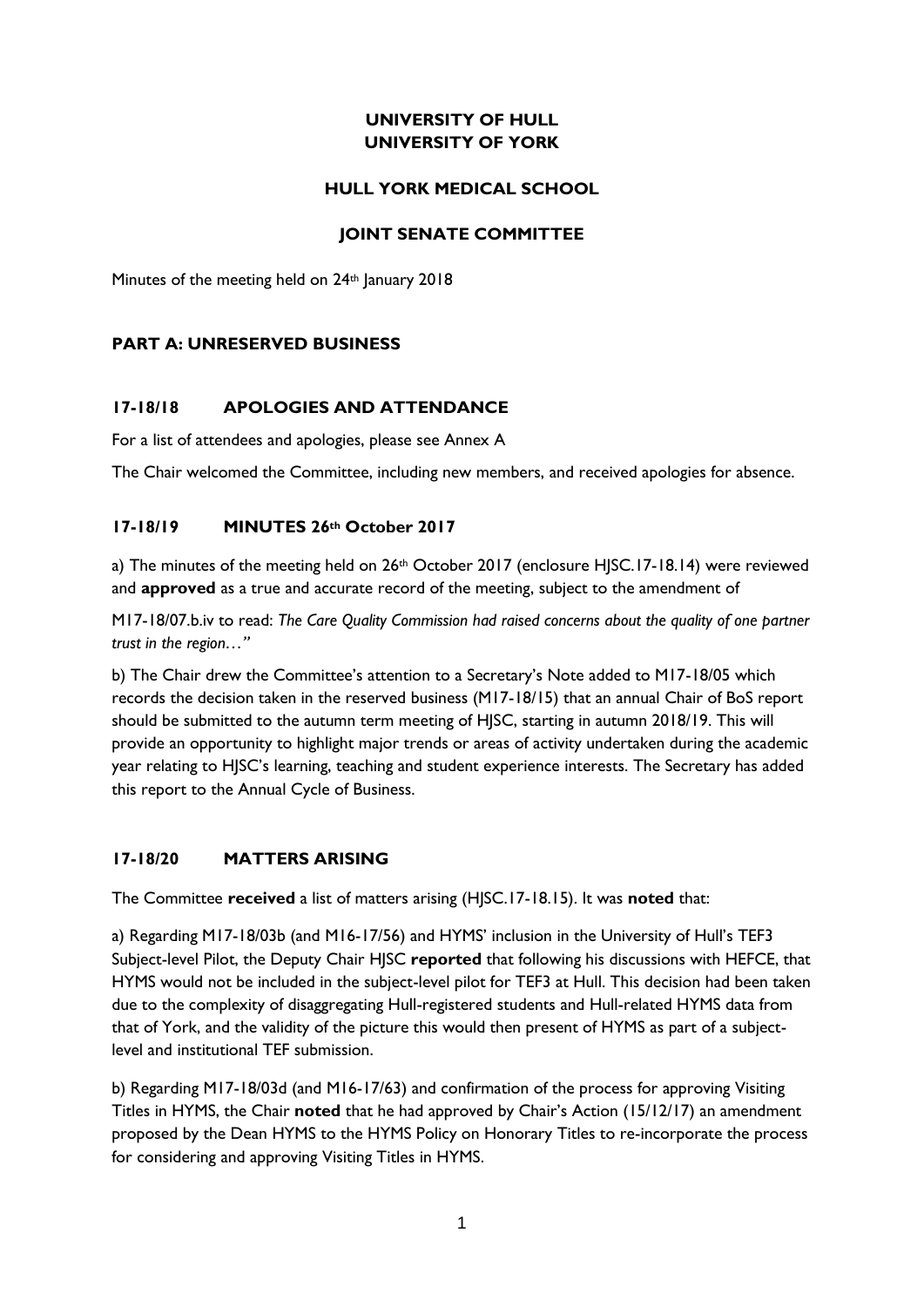**UNIVERSITY OF HULL**
**UNIVERSITY OF YORK**

**HULL YORK MEDICAL SCHOOL**

**JOINT SENATE COMMITTEE**

Minutes of the meeting held on 24th January 2018

## PART A: UNRESERVED BUSINESS

### 17-18/18 APOLOGIES AND ATTENDANCE

For a list of attendees and apologies, please see Annex A

The Chair welcomed the Committee, including new members, and received apologies for absence.

### 17-18/19 MINUTES 26th October 2017

a) The minutes of the meeting held on 26th October 2017 (enclosure HJSC.17-18.14) were reviewed and **approved** as a true and accurate record of the meeting, subject to the amendment of

M17-18/07.b.iv to read: *The Care Quality Commission had raised concerns about the quality of one partner trust in the region…"*

b) The Chair drew the Committee's attention to a Secretary's Note added to M17-18/05 which records the decision taken in the reserved business (M17-18/15) that an annual Chair of BoS report should be submitted to the autumn term meeting of HJSC, starting in autumn 2018/19. This will provide an opportunity to highlight major trends or areas of activity undertaken during the academic year relating to HJSC's learning, teaching and student experience interests. The Secretary has added this report to the Annual Cycle of Business.

### 17-18/20 MATTERS ARISING

The Committee **received** a list of matters arising (HJSC.17-18.15). It was **noted** that:

a) Regarding M17-18/03b (and M16-17/56) and HYMS' inclusion in the University of Hull's TEF3 Subject-level Pilot, the Deputy Chair HJSC **reported** that following his discussions with HEFCE, that HYMS would not be included in the subject-level pilot for TEF3 at Hull. This decision had been taken due to the complexity of disaggregating Hull-registered students and Hull-related HYMS data from that of York, and the validity of the picture this would then present of HYMS as part of a subject-level and institutional TEF submission.

b) Regarding M17-18/03d (and M16-17/63) and confirmation of the process for approving Visiting Titles in HYMS, the Chair **noted** that he had approved by Chair's Action (15/12/17) an amendment proposed by the Dean HYMS to the HYMS Policy on Honorary Titles to re-incorporate the process for considering and approving Visiting Titles in HYMS.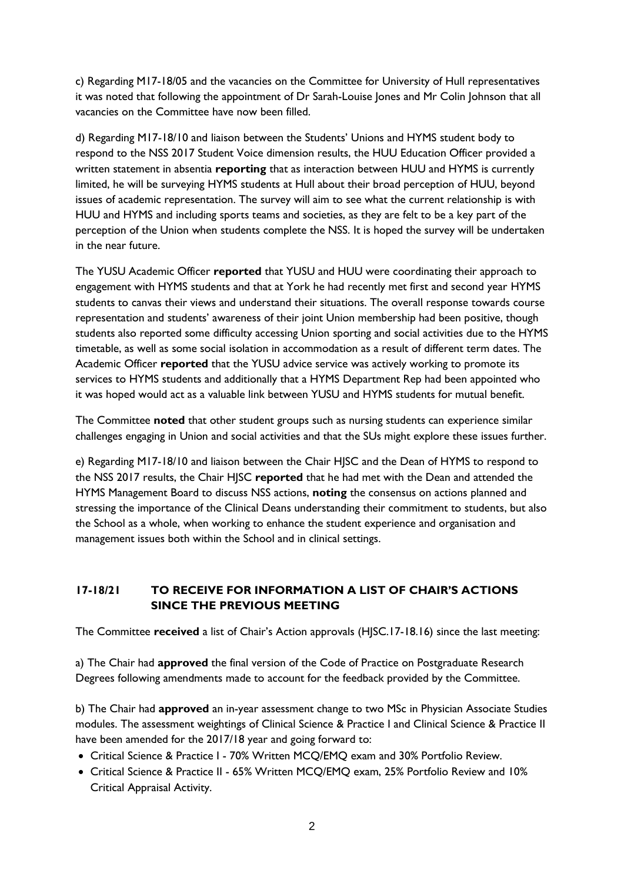c) Regarding M17-18/05 and the vacancies on the Committee for University of Hull representatives it was noted that following the appointment of Dr Sarah-Louise Jones and Mr Colin Johnson that all vacancies on the Committee have now been filled.

d) Regarding M17-18/10 and liaison between the Students' Unions and HYMS student body to respond to the NSS 2017 Student Voice dimension results, the HUU Education Officer provided a written statement in absentia **reporting** that as interaction between HUU and HYMS is currently limited, he will be surveying HYMS students at Hull about their broad perception of HUU, beyond issues of academic representation. The survey will aim to see what the current relationship is with HUU and HYMS and including sports teams and societies, as they are felt to be a key part of the perception of the Union when students complete the NSS. It is hoped the survey will be undertaken in the near future.

The YUSU Academic Officer **reported** that YUSU and HUU were coordinating their approach to engagement with HYMS students and that at York he had recently met first and second year HYMS students to canvas their views and understand their situations. The overall response towards course representation and students' awareness of their joint Union membership had been positive, though students also reported some difficulty accessing Union sporting and social activities due to the HYMS timetable, as well as some social isolation in accommodation as a result of different term dates. The Academic Officer **reported** that the YUSU advice service was actively working to promote its services to HYMS students and additionally that a HYMS Department Rep had been appointed who it was hoped would act as a valuable link between YUSU and HYMS students for mutual benefit.

The Committee **noted** that other student groups such as nursing students can experience similar challenges engaging in Union and social activities and that the SUs might explore these issues further.

e) Regarding M17-18/10 and liaison between the Chair HJSC and the Dean of HYMS to respond to the NSS 2017 results, the Chair HJSC **reported** that he had met with the Dean and attended the HYMS Management Board to discuss NSS actions, **noting** the consensus on actions planned and stressing the importance of the Clinical Deans understanding their commitment to students, but also the School as a whole, when working to enhance the student experience and organisation and management issues both within the School and in clinical settings.

## 17-18/21 TO RECEIVE FOR INFORMATION A LIST OF CHAIR'S ACTIONS SINCE THE PREVIOUS MEETING

The Committee **received** a list of Chair's Action approvals (HJSC.17-18.16) since the last meeting:

a) The Chair had **approved** the final version of the Code of Practice on Postgraduate Research Degrees following amendments made to account for the feedback provided by the Committee.

b) The Chair had **approved** an in-year assessment change to two MSc in Physician Associate Studies modules. The assessment weightings of Clinical Science & Practice I and Clinical Science & Practice II have been amended for the 2017/18 year and going forward to:

- Critical Science & Practice I - 70% Written MCQ/EMQ exam and 30% Portfolio Review.
- Critical Science & Practice II - 65% Written MCQ/EMQ exam, 25% Portfolio Review and 10% Critical Appraisal Activity.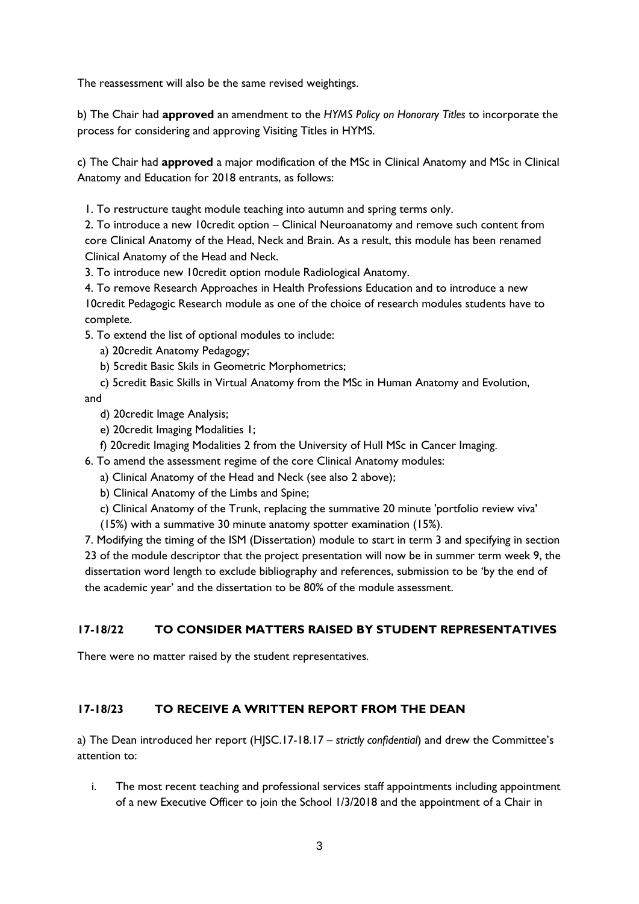The reassessment will also be the same revised weightings.

b) The Chair had **approved** an amendment to the *HYMS Policy on Honorary Titles* to incorporate the process for considering and approving Visiting Titles in HYMS.

c) The Chair had **approved** a major modification of the MSc in Clinical Anatomy and MSc in Clinical Anatomy and Education for 2018 entrants, as follows:

1. To restructure taught module teaching into autumn and spring terms only.
2. To introduce a new 10credit option – Clinical Neuroanatomy and remove such content from core Clinical Anatomy of the Head, Neck and Brain. As a result, this module has been renamed Clinical Anatomy of the Head and Neck.
3. To introduce new 10credit option module Radiological Anatomy.
4. To remove Research Approaches in Health Professions Education and to introduce a new 10credit Pedagogic Research module as one of the choice of research modules students have to complete.
5. To extend the list of optional modules to include:
   a) 20credit Anatomy Pedagogy;
   b) 5credit Basic Skils in Geometric Morphometrics;
   c) 5credit Basic Skills in Virtual Anatomy from the MSc in Human Anatomy and Evolution,
   and
   d) 20credit Image Analysis;
   e) 20credit Imaging Modalities 1;
   f) 20credit Imaging Modalities 2 from the University of Hull MSc in Cancer Imaging.
6. To amend the assessment regime of the core Clinical Anatomy modules:
   a) Clinical Anatomy of the Head and Neck (see also 2 above);
   b) Clinical Anatomy of the Limbs and Spine;
   c) Clinical Anatomy of the Trunk, replacing the summative 20 minute 'portfolio review viva' (15%) with a summative 30 minute anatomy spotter examination (15%).
7. Modifying the timing of the ISM (Dissertation) module to start in term 3 and specifying in section 23 of the module descriptor that the project presentation will now be in summer term week 9, the dissertation word length to exclude bibliography and references, submission to be 'by the end of the academic year' and the dissertation to be 80% of the module assessment.

### 17-18/22 TO CONSIDER MATTERS RAISED BY STUDENT REPRESENTATIVES

There were no matter raised by the student representatives.

### 17-18/23 TO RECEIVE A WRITTEN REPORT FROM THE DEAN

a) The Dean introduced her report (HJSC.17-18.17 – *strictly confidential*) and drew the Committee's attention to:

i. The most recent teaching and professional services staff appointments including appointment of a new Executive Officer to join the School 1/3/2018 and the appointment of a Chair in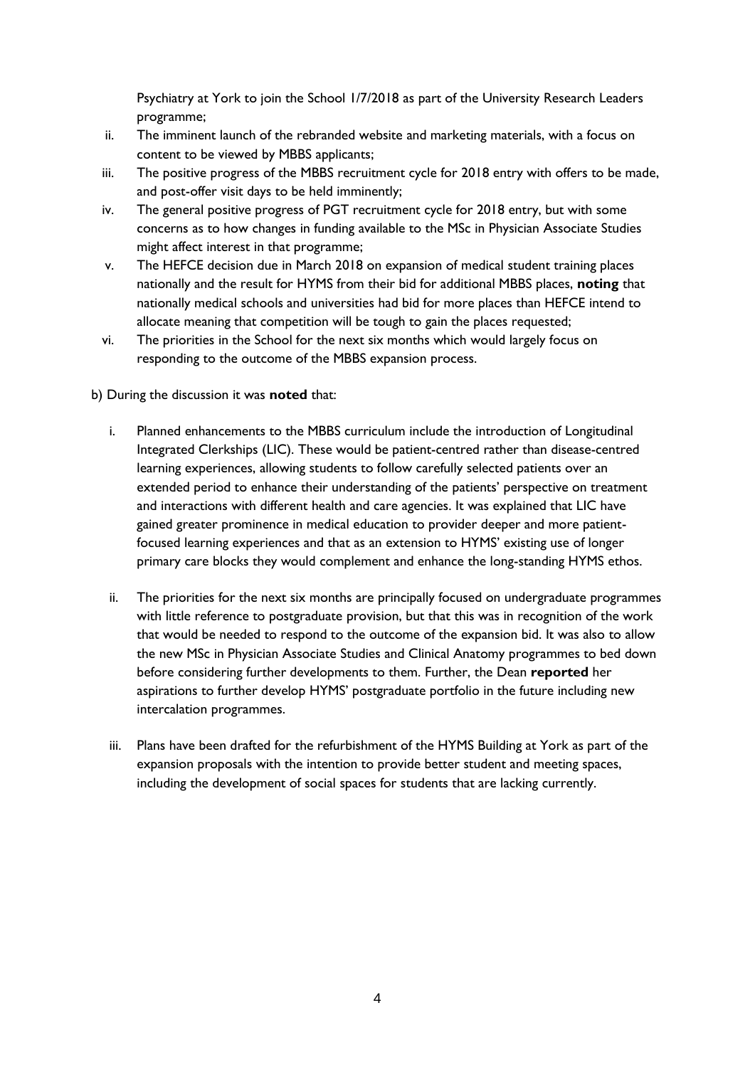Psychiatry at York to join the School 1/7/2018 as part of the University Research Leaders programme;

ii. The imminent launch of the rebranded website and marketing materials, with a focus on content to be viewed by MBBS applicants;
iii. The positive progress of the MBBS recruitment cycle for 2018 entry with offers to be made, and post-offer visit days to be held imminently;
iv. The general positive progress of PGT recruitment cycle for 2018 entry, but with some concerns as to how changes in funding available to the MSc in Physician Associate Studies might affect interest in that programme;
v. The HEFCE decision due in March 2018 on expansion of medical student training places nationally and the result for HYMS from their bid for additional MBBS places, **noting** that nationally medical schools and universities had bid for more places than HEFCE intend to allocate meaning that competition will be tough to gain the places requested;
vi. The priorities in the School for the next six months which would largely focus on responding to the outcome of the MBBS expansion process.

b) During the discussion it was **noted** that:

i. Planned enhancements to the MBBS curriculum include the introduction of Longitudinal Integrated Clerkships (LIC). These would be patient-centred rather than disease-centred learning experiences, allowing students to follow carefully selected patients over an extended period to enhance their understanding of the patients' perspective on treatment and interactions with different health and care agencies. It was explained that LIC have gained greater prominence in medical education to provider deeper and more patient-focused learning experiences and that as an extension to HYMS' existing use of longer primary care blocks they would complement and enhance the long-standing HYMS ethos.

ii. The priorities for the next six months are principally focused on undergraduate programmes with little reference to postgraduate provision, but that this was in recognition of the work that would be needed to respond to the outcome of the expansion bid. It was also to allow the new MSc in Physician Associate Studies and Clinical Anatomy programmes to bed down before considering further developments to them. Further, the Dean **reported** her aspirations to further develop HYMS' postgraduate portfolio in the future including new intercalation programmes.

iii. Plans have been drafted for the refurbishment of the HYMS Building at York as part of the expansion proposals with the intention to provide better student and meeting spaces, including the development of social spaces for students that are lacking currently.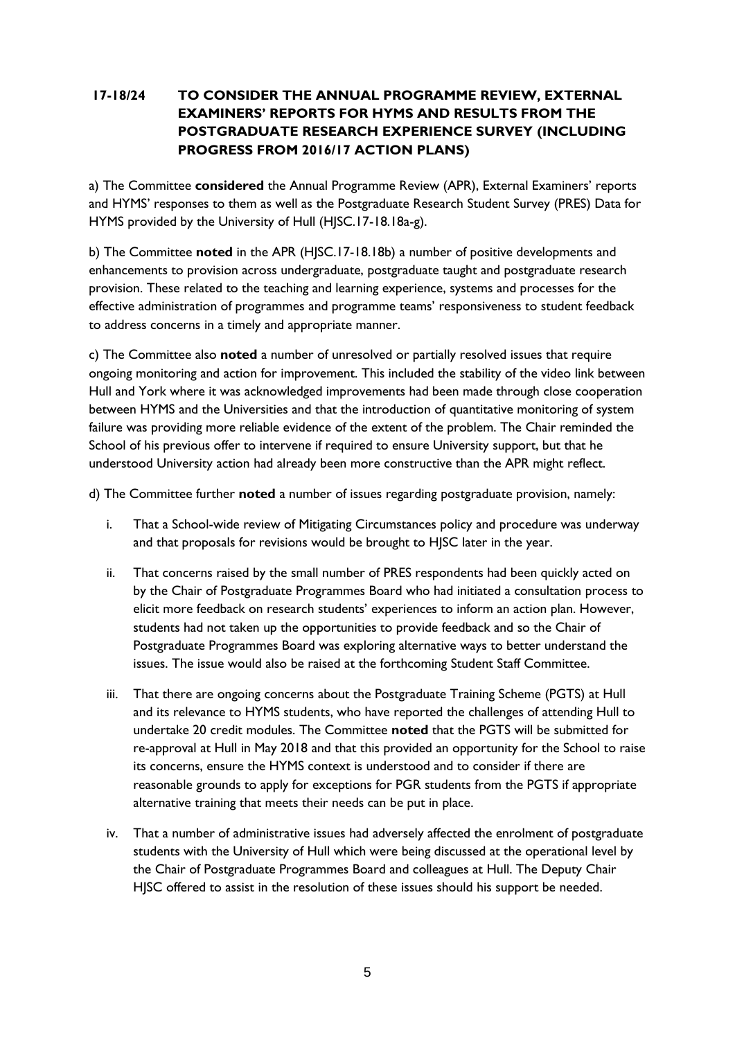## 17-18/24 TO CONSIDER THE ANNUAL PROGRAMME REVIEW, EXTERNAL EXAMINERS' REPORTS FOR HYMS AND RESULTS FROM THE POSTGRADUATE RESEARCH EXPERIENCE SURVEY (INCLUDING PROGRESS FROM 2016/17 ACTION PLANS)

a) The Committee **considered** the Annual Programme Review (APR), External Examiners' reports and HYMS' responses to them as well as the Postgraduate Research Student Survey (PRES) Data for HYMS provided by the University of Hull (HJSC.17-18.18a-g).

b) The Committee **noted** in the APR (HJSC.17-18.18b) a number of positive developments and enhancements to provision across undergraduate, postgraduate taught and postgraduate research provision. These related to the teaching and learning experience, systems and processes for the effective administration of programmes and programme teams' responsiveness to student feedback to address concerns in a timely and appropriate manner.

c) The Committee also **noted** a number of unresolved or partially resolved issues that require ongoing monitoring and action for improvement. This included the stability of the video link between Hull and York where it was acknowledged improvements had been made through close cooperation between HYMS and the Universities and that the introduction of quantitative monitoring of system failure was providing more reliable evidence of the extent of the problem. The Chair reminded the School of his previous offer to intervene if required to ensure University support, but that he understood University action had already been more constructive than the APR might reflect.

d) The Committee further **noted** a number of issues regarding postgraduate provision, namely:

i. That a School-wide review of Mitigating Circumstances policy and procedure was underway and that proposals for revisions would be brought to HJSC later in the year.

ii. That concerns raised by the small number of PRES respondents had been quickly acted on by the Chair of Postgraduate Programmes Board who had initiated a consultation process to elicit more feedback on research students' experiences to inform an action plan. However, students had not taken up the opportunities to provide feedback and so the Chair of Postgraduate Programmes Board was exploring alternative ways to better understand the issues. The issue would also be raised at the forthcoming Student Staff Committee.

iii. That there are ongoing concerns about the Postgraduate Training Scheme (PGTS) at Hull and its relevance to HYMS students, who have reported the challenges of attending Hull to undertake 20 credit modules. The Committee **noted** that the PGTS will be submitted for re-approval at Hull in May 2018 and that this provided an opportunity for the School to raise its concerns, ensure the HYMS context is understood and to consider if there are reasonable grounds to apply for exceptions for PGR students from the PGTS if appropriate alternative training that meets their needs can be put in place.

iv. That a number of administrative issues had adversely affected the enrolment of postgraduate students with the University of Hull which were being discussed at the operational level by the Chair of Postgraduate Programmes Board and colleagues at Hull. The Deputy Chair HJSC offered to assist in the resolution of these issues should his support be needed.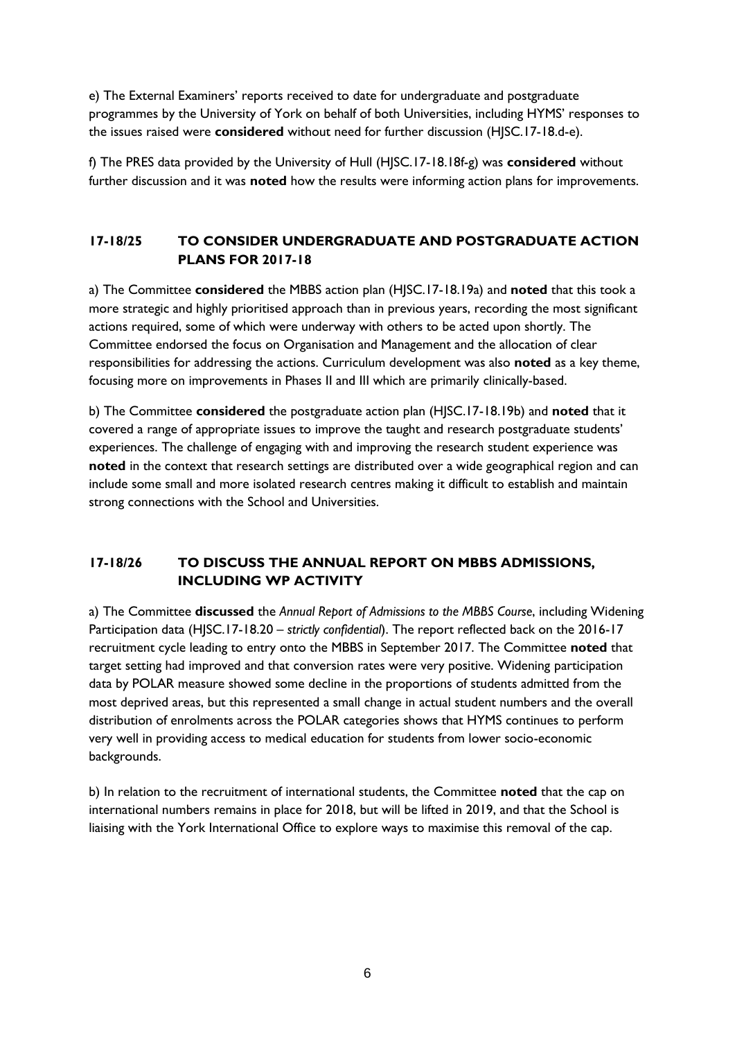e) The External Examiners' reports received to date for undergraduate and postgraduate programmes by the University of York on behalf of both Universities, including HYMS' responses to the issues raised were **considered** without need for further discussion (HJSC.17-18.d-e).

f) The PRES data provided by the University of Hull (HJSC.17-18.18f-g) was **considered** without further discussion and it was **noted** how the results were informing action plans for improvements.

## 17-18/25 TO CONSIDER UNDERGRADUATE AND POSTGRADUATE ACTION PLANS FOR 2017-18

a) The Committee **considered** the MBBS action plan (HJSC.17-18.19a) and **noted** that this took a more strategic and highly prioritised approach than in previous years, recording the most significant actions required, some of which were underway with others to be acted upon shortly. The Committee endorsed the focus on Organisation and Management and the allocation of clear responsibilities for addressing the actions. Curriculum development was also **noted** as a key theme, focusing more on improvements in Phases II and III which are primarily clinically-based.

b) The Committee **considered** the postgraduate action plan (HJSC.17-18.19b) and **noted** that it covered a range of appropriate issues to improve the taught and research postgraduate students' experiences. The challenge of engaging with and improving the research student experience was **noted** in the context that research settings are distributed over a wide geographical region and can include some small and more isolated research centres making it difficult to establish and maintain strong connections with the School and Universities.

## 17-18/26 TO DISCUSS THE ANNUAL REPORT ON MBBS ADMISSIONS, INCLUDING WP ACTIVITY

a) The Committee **discussed** the *Annual Report of Admissions to the MBBS Course*, including Widening Participation data (HJSC.17-18.20 – *strictly confidential*). The report reflected back on the 2016-17 recruitment cycle leading to entry onto the MBBS in September 2017. The Committee **noted** that target setting had improved and that conversion rates were very positive. Widening participation data by POLAR measure showed some decline in the proportions of students admitted from the most deprived areas, but this represented a small change in actual student numbers and the overall distribution of enrolments across the POLAR categories shows that HYMS continues to perform very well in providing access to medical education for students from lower socio-economic backgrounds.

b) In relation to the recruitment of international students, the Committee **noted** that the cap on international numbers remains in place for 2018, but will be lifted in 2019, and that the School is liaising with the York International Office to explore ways to maximise this removal of the cap.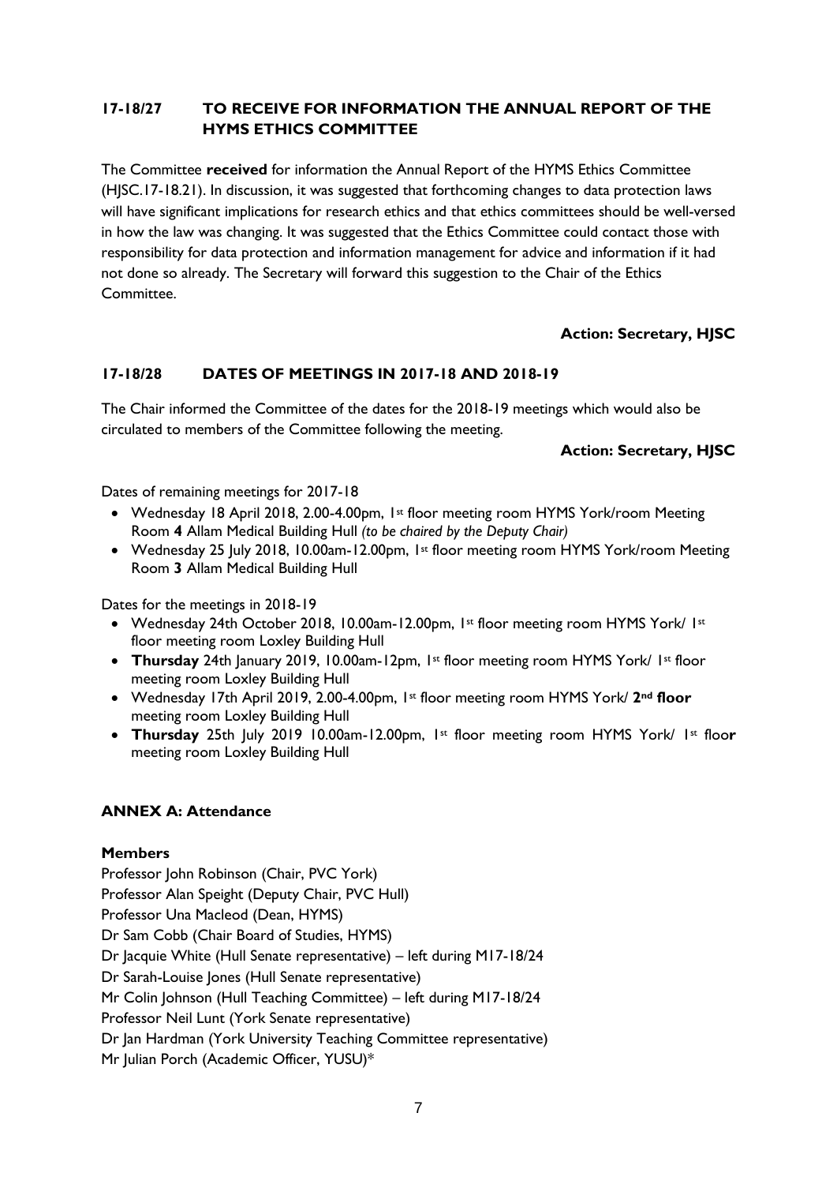### 17-18/27 TO RECEIVE FOR INFORMATION THE ANNUAL REPORT OF THE HYMS ETHICS COMMITTEE

The Committee **received** for information the Annual Report of the HYMS Ethics Committee (HJSC.17-18.21). In discussion, it was suggested that forthcoming changes to data protection laws will have significant implications for research ethics and that ethics committees should be well-versed in how the law was changing. It was suggested that the Ethics Committee could contact those with responsibility for data protection and information management for advice and information if it had not done so already. The Secretary will forward this suggestion to the Chair of the Ethics Committee.

**Action: Secretary, HJSC**

### 17-18/28 DATES OF MEETINGS IN 2017-18 AND 2018-19

The Chair informed the Committee of the dates for the 2018-19 meetings which would also be circulated to members of the Committee following the meeting.

**Action: Secretary, HJSC**

Dates of remaining meetings for 2017-18

- Wednesday 18 April 2018, 2.00-4.00pm, 1st floor meeting room HYMS York/room Meeting Room **4** Allam Medical Building Hull *(to be chaired by the Deputy Chair)*
- Wednesday 25 July 2018, 10.00am-12.00pm, 1st floor meeting room HYMS York/room Meeting Room **3** Allam Medical Building Hull

Dates for the meetings in 2018-19

- Wednesday 24th October 2018, 10.00am-12.00pm, 1st floor meeting room HYMS York/ 1st floor meeting room Loxley Building Hull
- **Thursday** 24th January 2019, 10.00am-12pm, 1st floor meeting room HYMS York/ 1st floor meeting room Loxley Building Hull
- Wednesday 17th April 2019, 2.00-4.00pm, 1st floor meeting room HYMS York/ **2nd floor** meeting room Loxley Building Hull
- **Thursday** 25th July 2019 10.00am-12.00pm, 1st floor meeting room HYMS York/ 1st floo**r** meeting room Loxley Building Hull

### ANNEX A: Attendance

**Members**

Professor John Robinson (Chair, PVC York)
Professor Alan Speight (Deputy Chair, PVC Hull)
Professor Una Macleod (Dean, HYMS)
Dr Sam Cobb (Chair Board of Studies, HYMS)
Dr Jacquie White (Hull Senate representative) – left during M17-18/24
Dr Sarah-Louise Jones (Hull Senate representative)
Mr Colin Johnson (Hull Teaching Committee) – left during M17-18/24
Professor Neil Lunt (York Senate representative)
Dr Jan Hardman (York University Teaching Committee representative)
Mr Julian Porch (Academic Officer, YUSU)*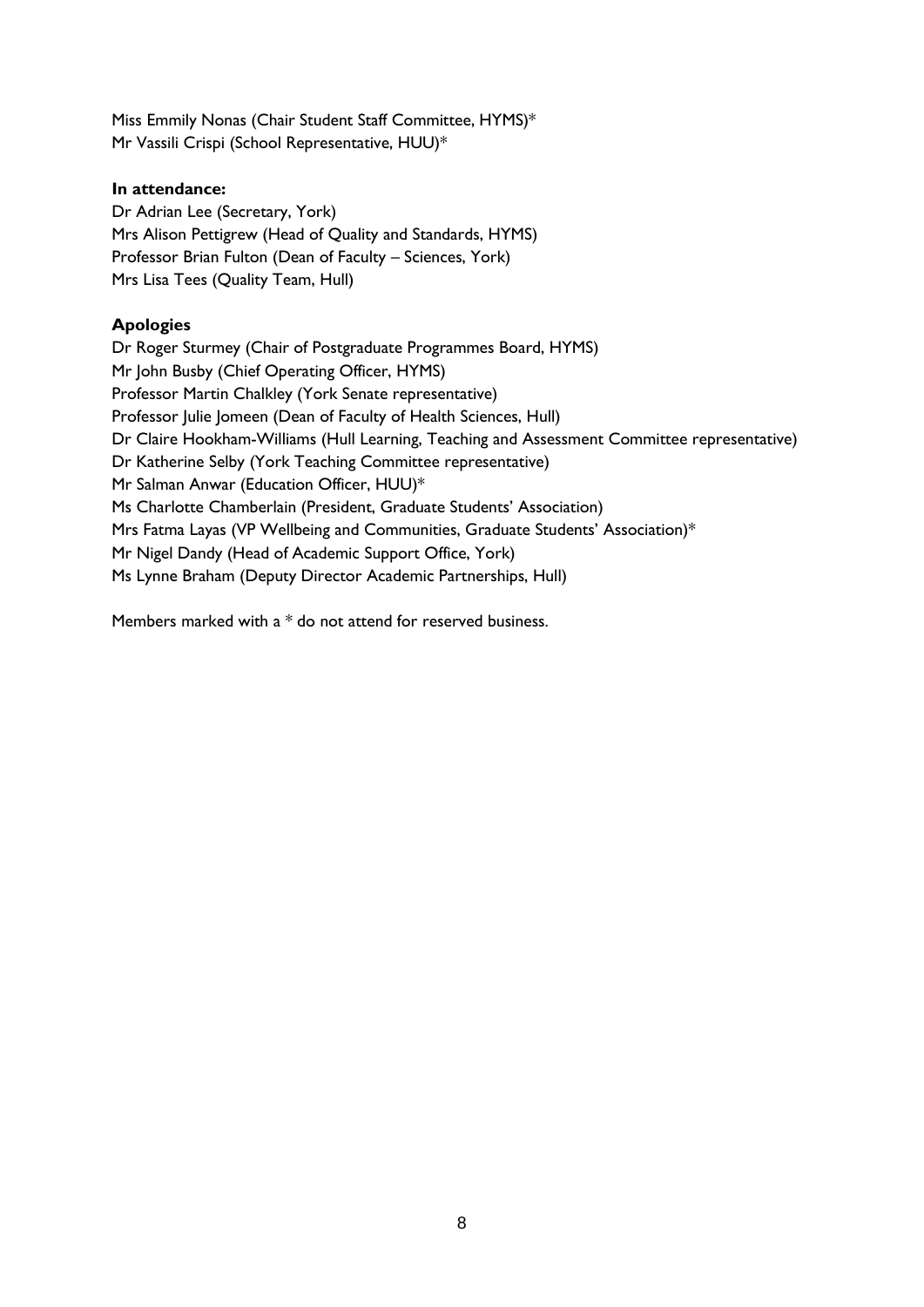Miss Emmily Nonas (Chair Student Staff Committee, HYMS)*
Mr Vassili Crispi (School Representative, HUU)*

**In attendance:**

Dr Adrian Lee (Secretary, York)
Mrs Alison Pettigrew (Head of Quality and Standards, HYMS)
Professor Brian Fulton (Dean of Faculty – Sciences, York)
Mrs Lisa Tees (Quality Team, Hull)

**Apologies**

Dr Roger Sturmey (Chair of Postgraduate Programmes Board, HYMS)
Mr John Busby (Chief Operating Officer, HYMS)
Professor Martin Chalkley (York Senate representative)
Professor Julie Jomeen (Dean of Faculty of Health Sciences, Hull)
Dr Claire Hookham-Williams (Hull Learning, Teaching and Assessment Committee representative)
Dr Katherine Selby (York Teaching Committee representative)
Mr Salman Anwar (Education Officer, HUU)*
Ms Charlotte Chamberlain (President, Graduate Students' Association)
Mrs Fatma Layas (VP Wellbeing and Communities, Graduate Students' Association)*
Mr Nigel Dandy (Head of Academic Support Office, York)
Ms Lynne Braham (Deputy Director Academic Partnerships, Hull)

Members marked with a * do not attend for reserved business.